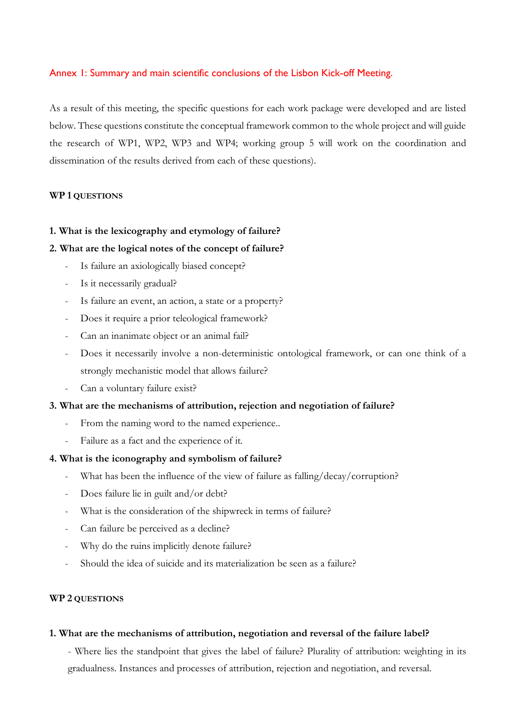## Annex 1: Summary and main scientific conclusions of the Lisbon Kick-off Meeting.

As a result of this meeting, the specific questions for each work package were developed and are listed below. These questions constitute the conceptual framework common to the whole project and will guide the research of WP1, WP2, WP3 and WP4; working group 5 will work on the coordination and dissemination of the results derived from each of these questions).

### WP 1 QUESTIONS

**1. What is the lexicography and etymology of failure?**

**2. What are the logical notes of the concept of failure?**

- Is failure an axiologically biased concept?
- Is it necessarily gradual?
- Is failure an event, an action, a state or a property?
- Does it require a prior teleological framework?
- Can an inanimate object or an animal fail?
- Does it necessarily involve a non-deterministic ontological framework, or can one think of a strongly mechanistic model that allows failure?
- Can a voluntary failure exist?

**3. What are the mechanisms of attribution, rejection and negotiation of failure?**

- From the naming word to the named experience..
- Failure as a fact and the experience of it.

**4. What is the iconography and symbolism of failure?**

- What has been the influence of the view of failure as falling/decay/corruption?
- Does failure lie in guilt and/or debt?
- What is the consideration of the shipwreck in terms of failure?
- Can failure be perceived as a decline?
- Why do the ruins implicitly denote failure?
- Should the idea of suicide and its materialization be seen as a failure?

### WP 2 QUESTIONS

**1. What are the mechanisms of attribution, negotiation and reversal of the failure label?**

- Where lies the standpoint that gives the label of failure? Plurality of attribution: weighting in its gradualness. Instances and processes of attribution, rejection and negotiation, and reversal.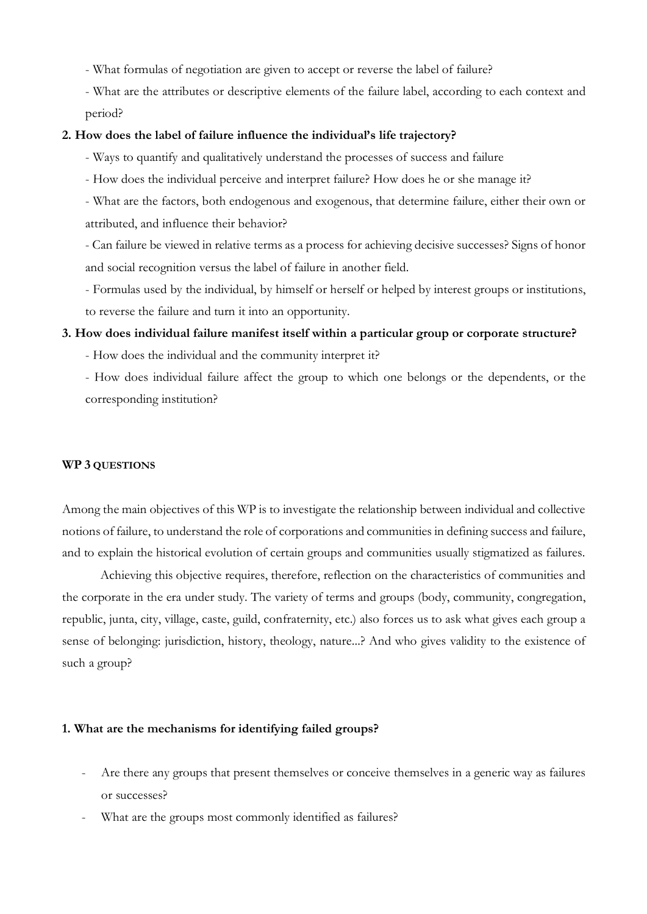- What formulas of negotiation are given to accept or reverse the label of failure?

- What are the attributes or descriptive elements of the failure label, according to each context and period?

**2. How does the label of failure influence the individual's life trajectory?**

- Ways to quantify and qualitatively understand the processes of success and failure

- How does the individual perceive and interpret failure? How does he or she manage it?

- What are the factors, both endogenous and exogenous, that determine failure, either their own or attributed, and influence their behavior?

- Can failure be viewed in relative terms as a process for achieving decisive successes? Signs of honor and social recognition versus the label of failure in another field.

- Formulas used by the individual, by himself or herself or helped by interest groups or institutions, to reverse the failure and turn it into an opportunity.

**3. How does individual failure manifest itself within a particular group or corporate structure?**

- How does the individual and the community interpret it?

- How does individual failure affect the group to which one belongs or the dependents, or the corresponding institution?

## WP 3 QUESTIONS

Among the main objectives of this WP is to investigate the relationship between individual and collective notions of failure, to understand the role of corporations and communities in defining success and failure, and to explain the historical evolution of certain groups and communities usually stigmatized as failures.

Achieving this objective requires, therefore, reflection on the characteristics of communities and the corporate in the era under study. The variety of terms and groups (body, community, congregation, republic, junta, city, village, caste, guild, confraternity, etc.) also forces us to ask what gives each group a sense of belonging: jurisdiction, history, theology, nature...? And who gives validity to the existence of such a group?

**1. What are the mechanisms for identifying failed groups?**

- Are there any groups that present themselves or conceive themselves in a generic way as failures or successes?
- What are the groups most commonly identified as failures?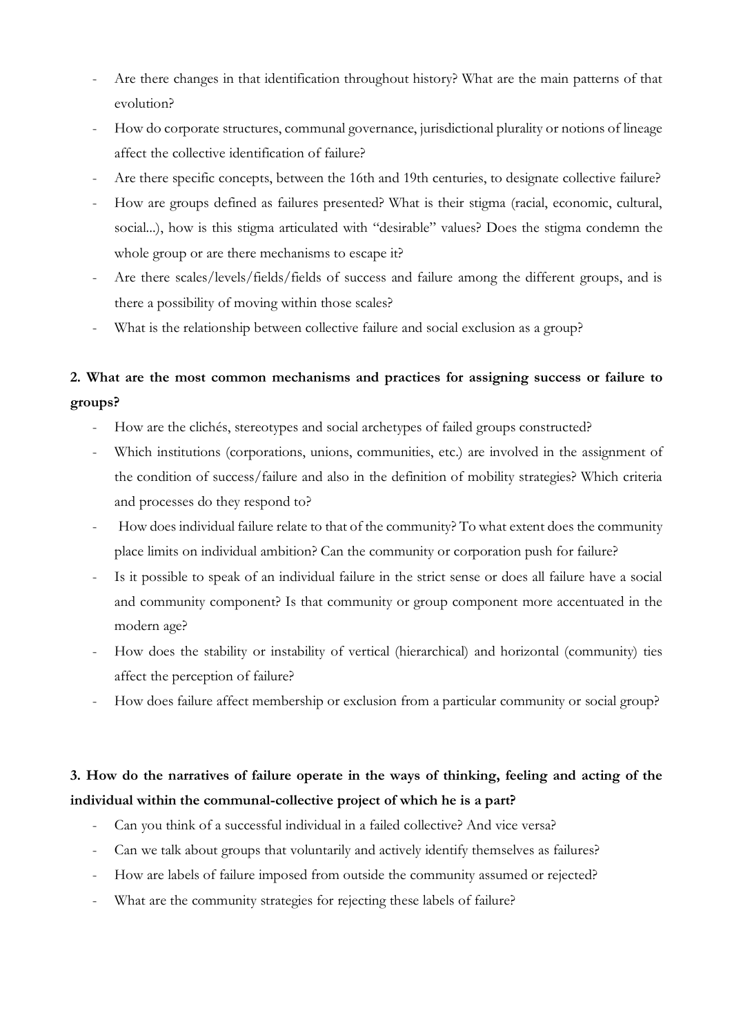- Are there changes in that identification throughout history? What are the main patterns of that evolution?
- How do corporate structures, communal governance, jurisdictional plurality or notions of lineage affect the collective identification of failure?
- Are there specific concepts, between the 16th and 19th centuries, to designate collective failure?
- How are groups defined as failures presented? What is their stigma (racial, economic, cultural, social...), how is this stigma articulated with "desirable" values? Does the stigma condemn the whole group or are there mechanisms to escape it?
- Are there scales/levels/fields/fields of success and failure among the different groups, and is there a possibility of moving within those scales?
- What is the relationship between collective failure and social exclusion as a group?

**2. What are the most common mechanisms and practices for assigning success or failure to groups?**

- How are the clichés, stereotypes and social archetypes of failed groups constructed?
- Which institutions (corporations, unions, communities, etc.) are involved in the assignment of the condition of success/failure and also in the definition of mobility strategies? Which criteria and processes do they respond to?
- How does individual failure relate to that of the community? To what extent does the community place limits on individual ambition? Can the community or corporation push for failure?
- Is it possible to speak of an individual failure in the strict sense or does all failure have a social and community component? Is that community or group component more accentuated in the modern age?
- How does the stability or instability of vertical (hierarchical) and horizontal (community) ties affect the perception of failure?
- How does failure affect membership or exclusion from a particular community or social group?

**3. How do the narratives of failure operate in the ways of thinking, feeling and acting of the individual within the communal-collective project of which he is a part?**

- Can you think of a successful individual in a failed collective? And vice versa?
- Can we talk about groups that voluntarily and actively identify themselves as failures?
- How are labels of failure imposed from outside the community assumed or rejected?
- What are the community strategies for rejecting these labels of failure?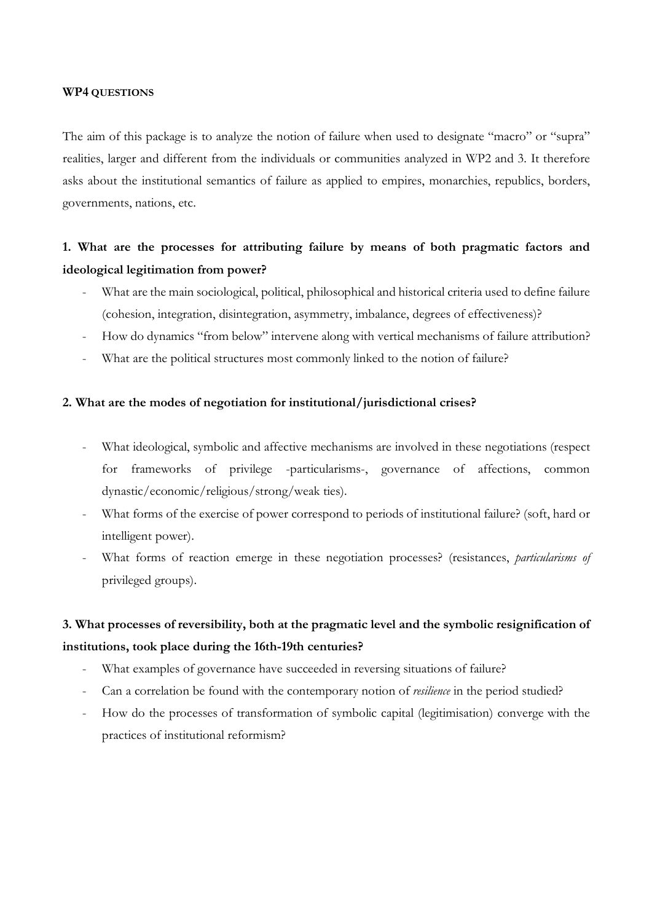**WP4 QUESTIONS**

The aim of this package is to analyze the notion of failure when used to designate "macro" or "supra" realities, larger and different from the individuals or communities analyzed in WP2 and 3. It therefore asks about the institutional semantics of failure as applied to empires, monarchies, republics, borders, governments, nations, etc.

**1. What are the processes for attributing failure by means of both pragmatic factors and ideological legitimation from power?**

- What are the main sociological, political, philosophical and historical criteria used to define failure (cohesion, integration, disintegration, asymmetry, imbalance, degrees of effectiveness)?
- How do dynamics "from below" intervene along with vertical mechanisms of failure attribution?
- What are the political structures most commonly linked to the notion of failure?

**2. What are the modes of negotiation for institutional/jurisdictional crises?**

- What ideological, symbolic and affective mechanisms are involved in these negotiations (respect for frameworks of privilege -particularisms-, governance of affections, common dynastic/economic/religious/strong/weak ties).
- What forms of the exercise of power correspond to periods of institutional failure? (soft, hard or intelligent power).
- What forms of reaction emerge in these negotiation processes? (resistances, *particularisms of* privileged groups).

**3. What processes of reversibility, both at the pragmatic level and the symbolic resignification of institutions, took place during the 16th-19th centuries?**

- What examples of governance have succeeded in reversing situations of failure?
- Can a correlation be found with the contemporary notion of *resilience* in the period studied?
- How do the processes of transformation of symbolic capital (legitimisation) converge with the practices of institutional reformism?